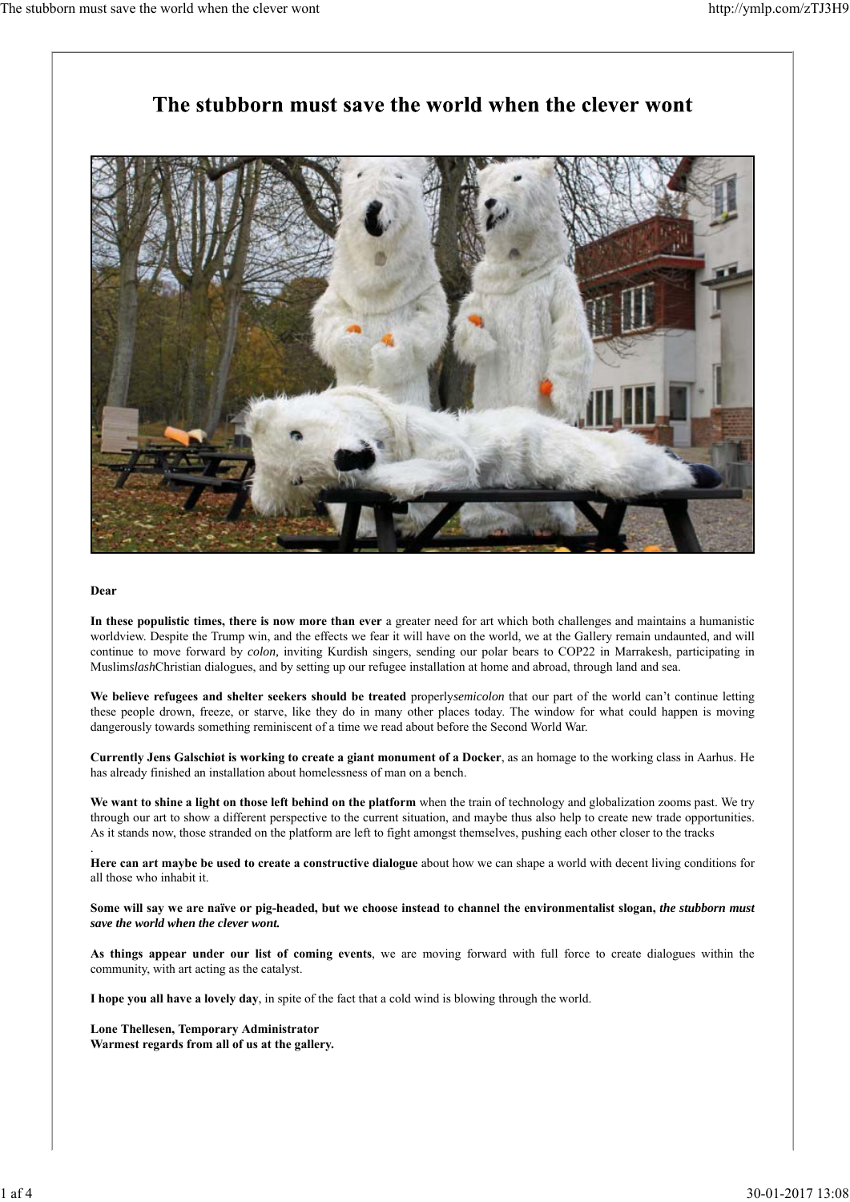# The stubborn must save the world when the clever wont

**Dear**

**In these populistic times, there is now more than ever** a greater need for art which both challenges and maintains a humanistic worldview. Despite the Trump win, and the effects we fear it will have on the world, we at the Gallery remain undaunted, and will continue to move forward by *colon,* inviting Kurdish singers, sending our polar bears to COP22 in Marrakesh, participating in Muslim*slash*Christian dialogues, and by setting up our refugee installation at home and abroad, through land and sea.

**We believe refugees and shelter seekers should be treated** properly*semicolon* that our part of the world can't continue letting these people drown, freeze, or starve, like they do in many other places today. The window for what could happen is moving dangerously towards something reminiscent of a time we read about before the Second World War.

**Currently Jens Galschiøt is working to create a giant monument of a Docker**, as an homage to the working class in Aarhus. He has already finished an installation about homelessness of man on a bench.

**We want to shine a light on those left behind on the platform** when the train of technology and globalization zooms past. We try through our art to show a different perspective to the current situation, and maybe thus also help to create new trade opportunities. As it stands now, those stranded on the platform are left to fight amongst themselves, pushing each other closer to the tracks

.

**Here can art maybe be used to create a constructive dialogue** about how we can shape a world with decent living conditions for all those who inhabit it.

**Some will say we are naïve or pig-headed, but we choose instead to channel the environmentalist slogan, *the stubborn must save the world when the clever wont.***

**As things appear under our list of coming events**, we are moving forward with full force to create dialogues within the community, with art acting as the catalyst.

**I hope you all have a lovely day**, in spite of the fact that a cold wind is blowing through the world.

**Lone Thellesen, Temporary Administrator**
**Warmest regards from all of us at the gallery.**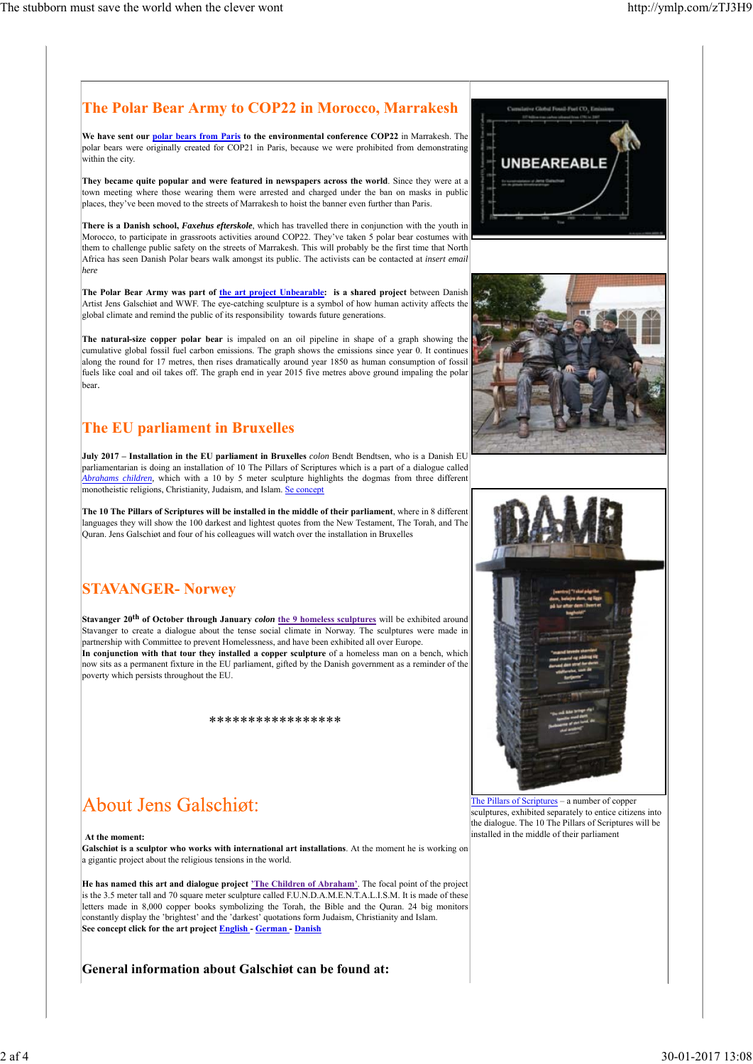## The Polar Bear Army to COP22 in Morocco, Marrakesh

**We have sent our polar bears from Paris to the environmental conference COP22** in Marrakesh. The polar bears were originally created for COP21 in Paris, because we were prohibited from demonstrating within the city.

**They became quite popular and were featured in newspapers across the world**. Since they were at a town meeting where those wearing them were arrested and charged under the ban on masks in public places, they've been moved to the streets of Marrakesh to hoist the banner even further than Paris.

**There is a Danish school, *Faxehus efterskole***, which has travelled there in conjunction with the youth in Morocco, to participate in grassroots activities around COP22. They've taken 5 polar bear costumes with them to challenge public safety on the streets of Marrakesh. This will probably be the first time that North Africa has seen Danish Polar bears walk amongst its public. The activists can be contacted at *insert email here*

**The Polar Bear Army was part of the art project Unbearable: is a shared project** between Danish Artist Jens Galschiøt and WWF. The eye-catching sculpture is a symbol of how human activity affects the global climate and remind the public of its responsibility towards future generations.

**The natural-size copper polar bear** is impaled on an oil pipeline in shape of a graph showing the cumulative global fossil fuel carbon emissions. The graph shows the emissions since year 0. It continues along the round for 17 metres, then rises dramatically around year 1850 as human consumption of fossil fuels like coal and oil takes off. The graph end in year 2015 five metres above ground impaling the polar bear.

## The EU parliament in Bruxelles

**July 2017 – Installation in the EU parliament in Bruxelles** *colon* Bendt Bendtsen, who is a Danish EU parliamentarian is doing an installation of 10 The Pillars of Scriptures which is a part of a dialogue called *Abrahams children*, which with a 10 by 5 meter sculpture highlights the dogmas from three different monotheistic religions, Christianity, Judaism, and Islam. Se concept

**The 10 The Pillars of Scriptures will be installed in the middle of their parliament**, where in 8 different languages they will show the 100 darkest and lightest quotes from the New Testament, The Torah, and The Quran. Jens Galschiøt and four of his colleagues will watch over the installation in Bruxelles

## STAVANGER- Norway

**Stavanger 20th of October through January** *colon* **the 9 homeless sculptures** will be exhibited around Stavanger to create a dialogue about the tense social climate in Norway. The sculptures were made in partnership with Committee to prevent Homelessness, and have been exhibited all over Europe.
**In conjunction with that tour they installed a copper sculpture** of a homeless man on a bench, which now sits as a permanent fixture in the EU parliament, gifted by the Danish government as a reminder of the poverty which persists throughout the EU.

****************

The Pillars of Scriptures – a number of copper sculptures, exhibited separately to entice citizens into the dialogue. The 10 The Pillars of Scriptures will be installed in the middle of their parliament

## About Jens Galschiøt:

**At the moment:**
**Galschiøt is a sculptor who works with international art installations**. At the moment he is working on a gigantic project about the religious tensions in the world.

**He has named this art and dialogue project 'The Children of Abraham'**. The focal point of the project is the 3.5 meter tall and 70 square meter sculpture called F.U.N.D.A.M.E.N.T.A.L.I.S.M. It is made of these letters made in 8,000 copper books symbolizing the Torah, the Bible and the Quran. 24 big monitors constantly display the 'brightest' and the 'darkest' quotations form Judaism, Christianity and Islam.
**See concept click for the art project English - German - Danish**

### General information about Galschiøt can be found at: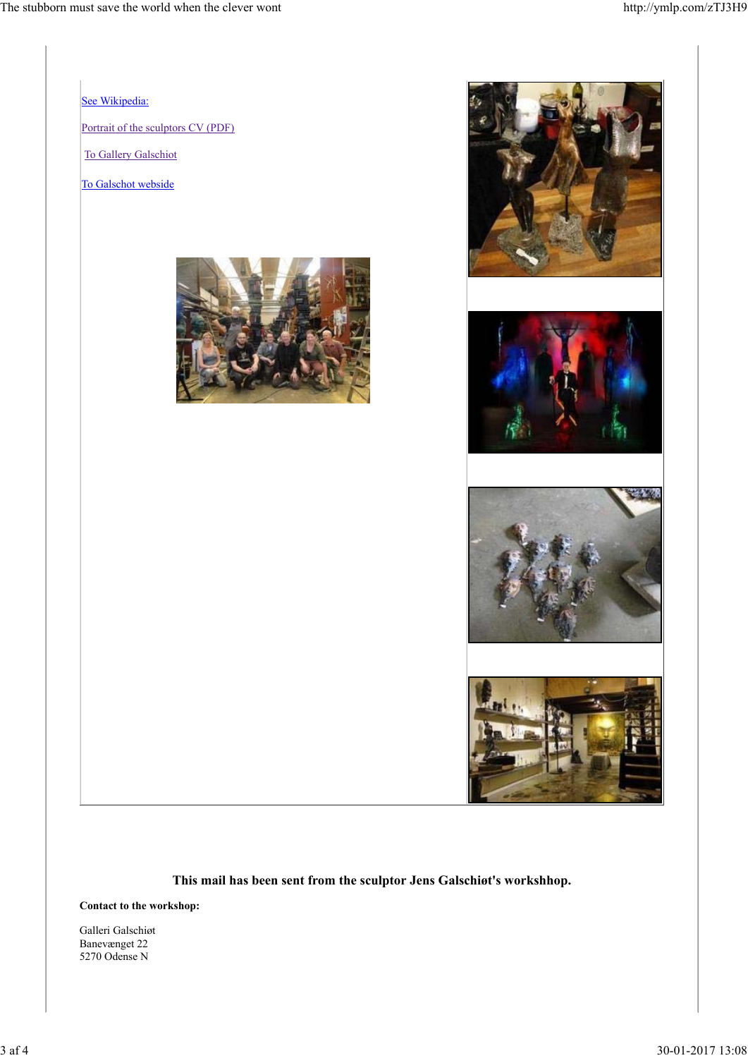See Wikipedia:

Portrait of the sculptors CV (PDF)

To Gallery Galschiot

To Galschot webside

**This mail has been sent from the sculptor Jens Galschiøt's workshhop.**

**Contact to the workshop:**

Galleri Galschiøt
Banevænget 22
5270 Odense N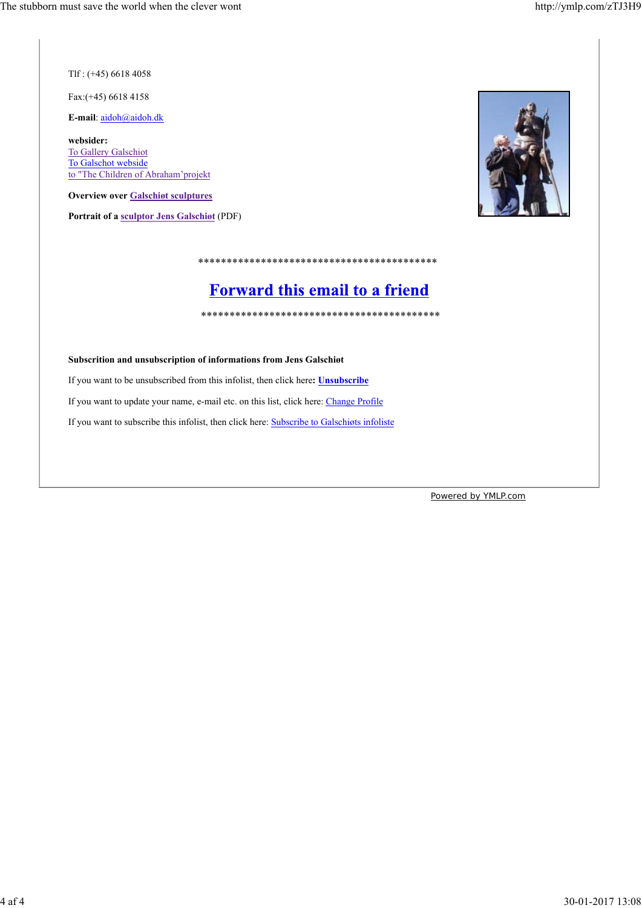Tlf : (+45) 6618 4058

Fax:(+45) 6618 4158

**E-mail**: aidoh@aidoh.dk

**websider:**
To Gallery Galschiot
To Galschot webside
to "The Children of Abraham'projekt

**Overview over Galschiøt sculptures**

**Portrait of a sculptor Jens Galschiøt** (PDF)

******************************************

# Forward this email to a friend

******************************************

**Subscrition and unsubscription of informations from Jens Galschiøt**

If you want to be unsubscribed from this infolist, then click here**: Unsubscribe**

If you want to update your name, e-mail etc. on this list, click here: Change Profile

If you want to subscribe this infolist, then click here: Subscribe to Galschiøts infoliste

Powered by YMLP.com